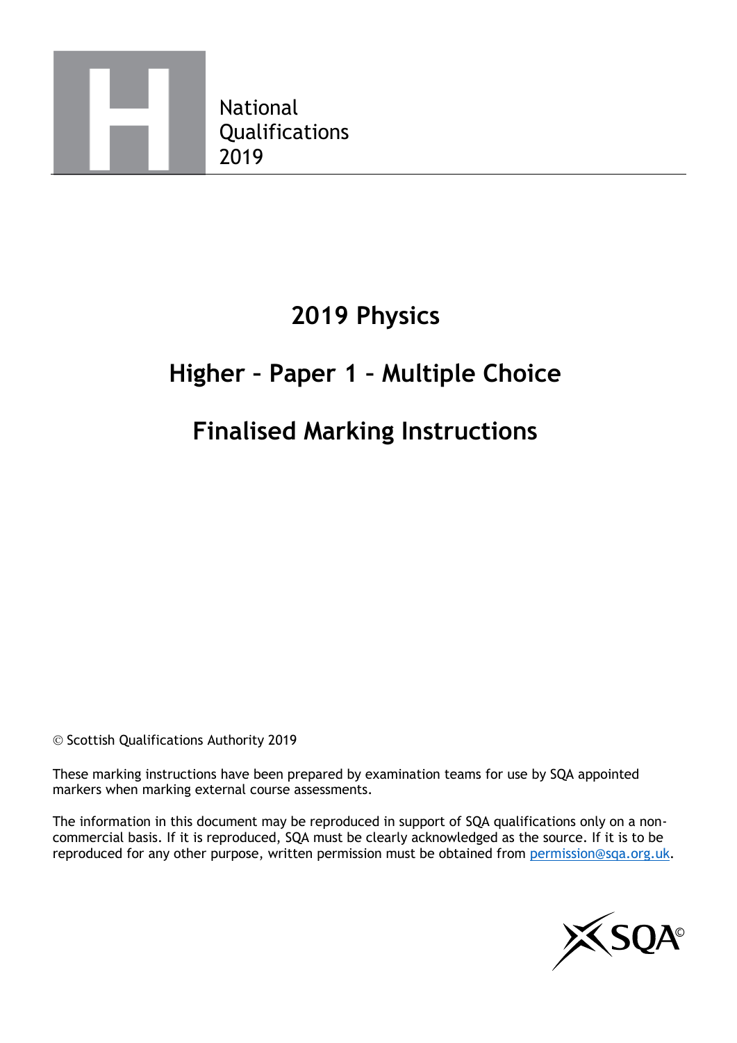National
Qualifications
2019

# 2019 Physics

## Higher – Paper 1 – Multiple Choice

## Finalised Marking Instructions

© Scottish Qualifications Authority 2019

These marking instructions have been prepared by examination teams for use by SQA appointed markers when marking external course assessments.

The information in this document may be reproduced in support of SQA qualifications only on a non-commercial basis. If it is reproduced, SQA must be clearly acknowledged as the source. If it is to be reproduced for any other purpose, written permission must be obtained from permission@sqa.org.uk.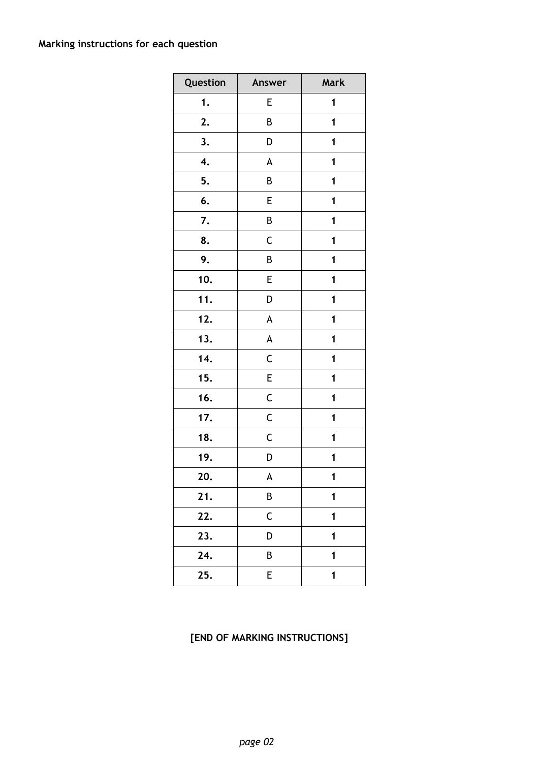**Marking instructions for each question**

| Question | Answer | Mark |
|---|---|---|
| 1. | E | 1 |
| 2. | B | 1 |
| 3. | D | 1 |
| 4. | A | 1 |
| 5. | B | 1 |
| 6. | E | 1 |
| 7. | B | 1 |
| 8. | C | 1 |
| 9. | B | 1 |
| 10. | E | 1 |
| 11. | D | 1 |
| 12. | A | 1 |
| 13. | A | 1 |
| 14. | C | 1 |
| 15. | E | 1 |
| 16. | C | 1 |
| 17. | C | 1 |
| 18. | C | 1 |
| 19. | D | 1 |
| 20. | A | 1 |
| 21. | B | 1 |
| 22. | C | 1 |
| 23. | D | 1 |
| 24. | B | 1 |
| 25. | E | 1 |

**[END OF MARKING INSTRUCTIONS]**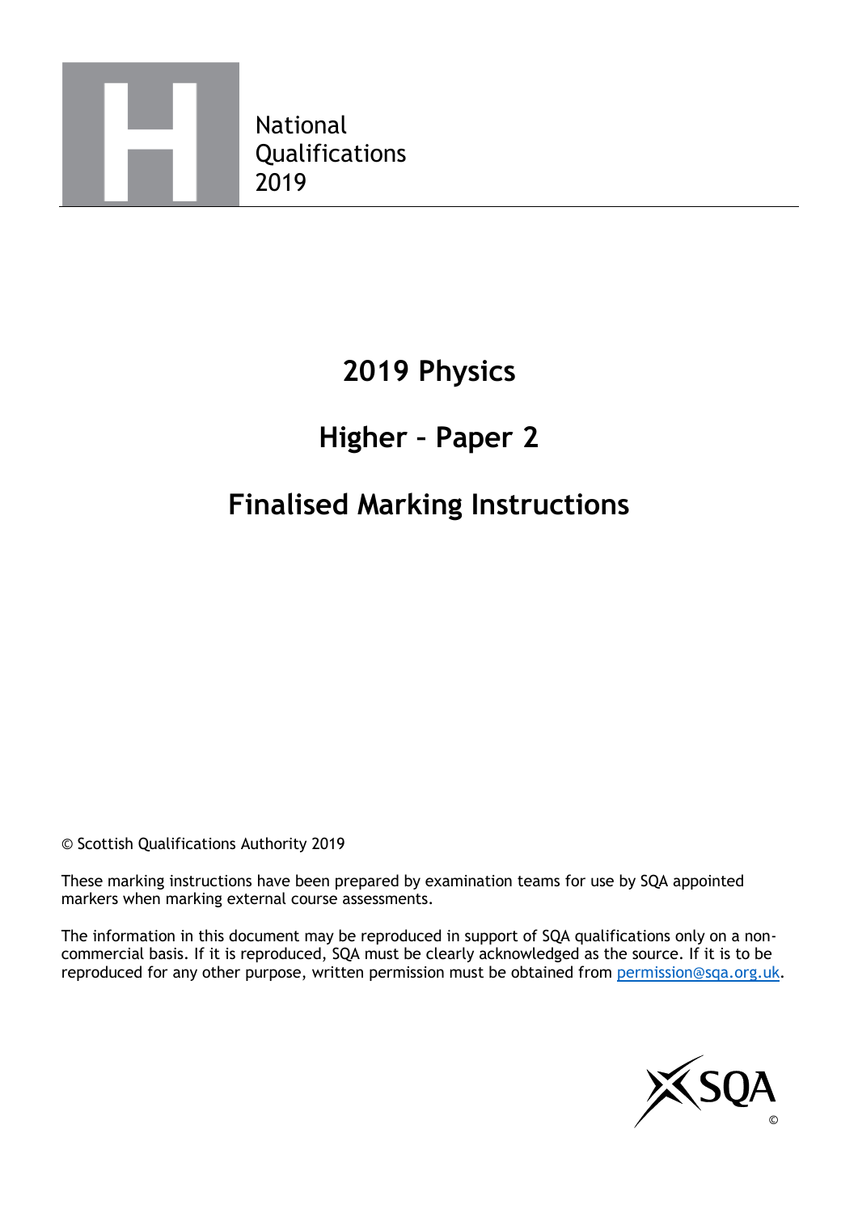H

National
Qualifications
2019

# 2019 Physics

# Higher – Paper 2

# Finalised Marking Instructions

© Scottish Qualifications Authority 2019

These marking instructions have been prepared by examination teams for use by SQA appointed markers when marking external course assessments.

The information in this document may be reproduced in support of SQA qualifications only on a non-commercial basis. If it is reproduced, SQA must be clearly acknowledged as the source. If it is to be reproduced for any other purpose, written permission must be obtained from permission@sqa.org.uk.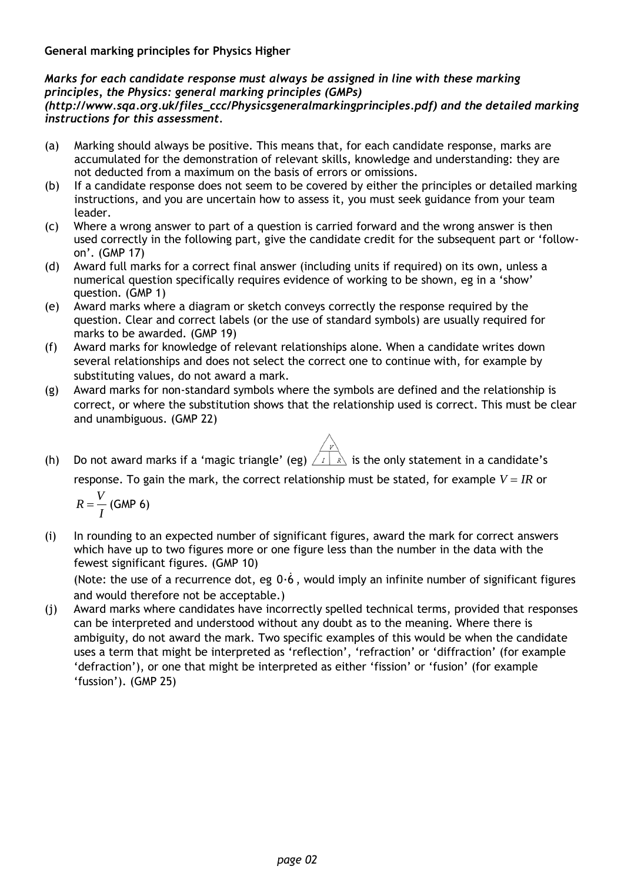**General marking principles for Physics Higher**

***Marks for each candidate response must always be assigned in line with these marking principles, the Physics: general marking principles (GMPs) (http://www.sqa.org.uk/files_ccc/Physicsgeneralmarkingprinciples.pdf) and the detailed marking instructions for this assessment.***

(a) Marking should always be positive. This means that, for each candidate response, marks are accumulated for the demonstration of relevant skills, knowledge and understanding: they are not deducted from a maximum on the basis of errors or omissions.

(b) If a candidate response does not seem to be covered by either the principles or detailed marking instructions, and you are uncertain how to assess it, you must seek guidance from your team leader.

(c) Where a wrong answer to part of a question is carried forward and the wrong answer is then used correctly in the following part, give the candidate credit for the subsequent part or 'follow-on'. (GMP 17)

(d) Award full marks for a correct final answer (including units if required) on its own, unless a numerical question specifically requires evidence of working to be shown, eg in a 'show' question. (GMP 1)

(e) Award marks where a diagram or sketch conveys correctly the response required by the question. Clear and correct labels (or the use of standard symbols) are usually required for marks to be awarded. (GMP 19)

(f) Award marks for knowledge of relevant relationships alone. When a candidate writes down several relationships and does not select the correct one to continue with, for example by substituting values, do not award a mark.

(g) Award marks for non-standard symbols where the symbols are defined and the relationship is correct, or where the substitution shows that the relationship used is correct. This must be clear and unambiguous. (GMP 22)

(h) Do not award marks if a 'magic triangle' (eg) [V over I R triangle] is the only statement in a candidate's response. To gain the mark, the correct relationship must be stated, for example $V = IR$ or $R = \frac{V}{I}$ (GMP 6)

(i) In rounding to an expected number of significant figures, award the mark for correct answers which have up to two figures more or one figure less than the number in the data with the fewest significant figures. (GMP 10)

(Note: the use of a recurrence dot, eg $0{\cdot}\dot{6}$, would imply an infinite number of significant figures and would therefore not be acceptable.)

(j) Award marks where candidates have incorrectly spelled technical terms, provided that responses can be interpreted and understood without any doubt as to the meaning. Where there is ambiguity, do not award the mark. Two specific examples of this would be when the candidate uses a term that might be interpreted as 'reflection', 'refraction' or 'diffraction' (for example 'defraction'), or one that might be interpreted as either 'fission' or 'fusion' (for example 'fussion'). (GMP 25)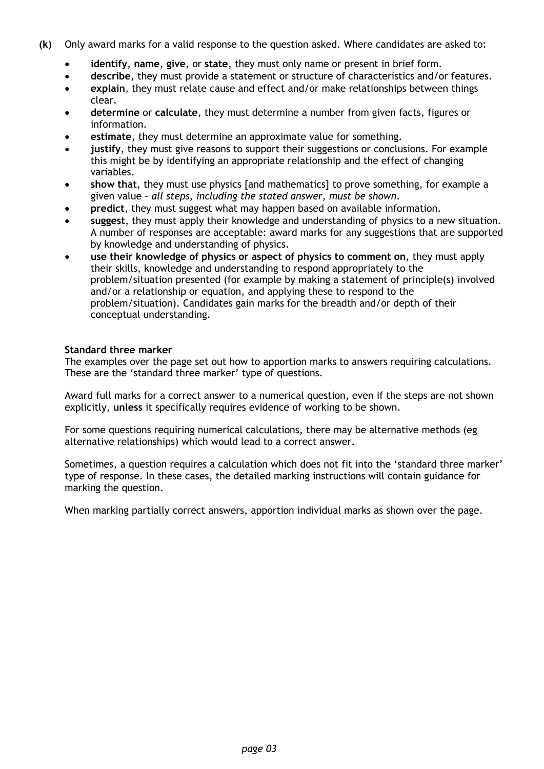**(k)** Only award marks for a valid response to the question asked. Where candidates are asked to:

- **identify**, **name**, **give**, or **state**, they must only name or present in brief form.
- **describe**, they must provide a statement or structure of characteristics and/or features.
- **explain**, they must relate cause and effect and/or make relationships between things clear.
- **determine** or **calculate**, they must determine a number from given facts, figures or information.
- **estimate**, they must determine an approximate value for something.
- **justify**, they must give reasons to support their suggestions or conclusions. For example this might be by identifying an appropriate relationship and the effect of changing variables.
- **show that**, they must use physics [and mathematics] to prove something, for example a given value – *all steps, including the stated answer, must be shown*.
- **predict**, they must suggest what may happen based on available information.
- **suggest**, they must apply their knowledge and understanding of physics to a new situation. A number of responses are acceptable: award marks for any suggestions that are supported by knowledge and understanding of physics.
- **use their knowledge of physics or aspect of physics to comment on**, they must apply their skills, knowledge and understanding to respond appropriately to the problem/situation presented (for example by making a statement of principle(s) involved and/or a relationship or equation, and applying these to respond to the problem/situation). Candidates gain marks for the breadth and/or depth of their conceptual understanding.

**Standard three marker**

The examples over the page set out how to apportion marks to answers requiring calculations. These are the 'standard three marker' type of questions.

Award full marks for a correct answer to a numerical question, even if the steps are not shown explicitly, **unless** it specifically requires evidence of working to be shown.

For some questions requiring numerical calculations, there may be alternative methods (eg alternative relationships) which would lead to a correct answer.

Sometimes, a question requires a calculation which does not fit into the 'standard three marker' type of response. In these cases, the detailed marking instructions will contain guidance for marking the question.

When marking partially correct answers, apportion individual marks as shown over the page.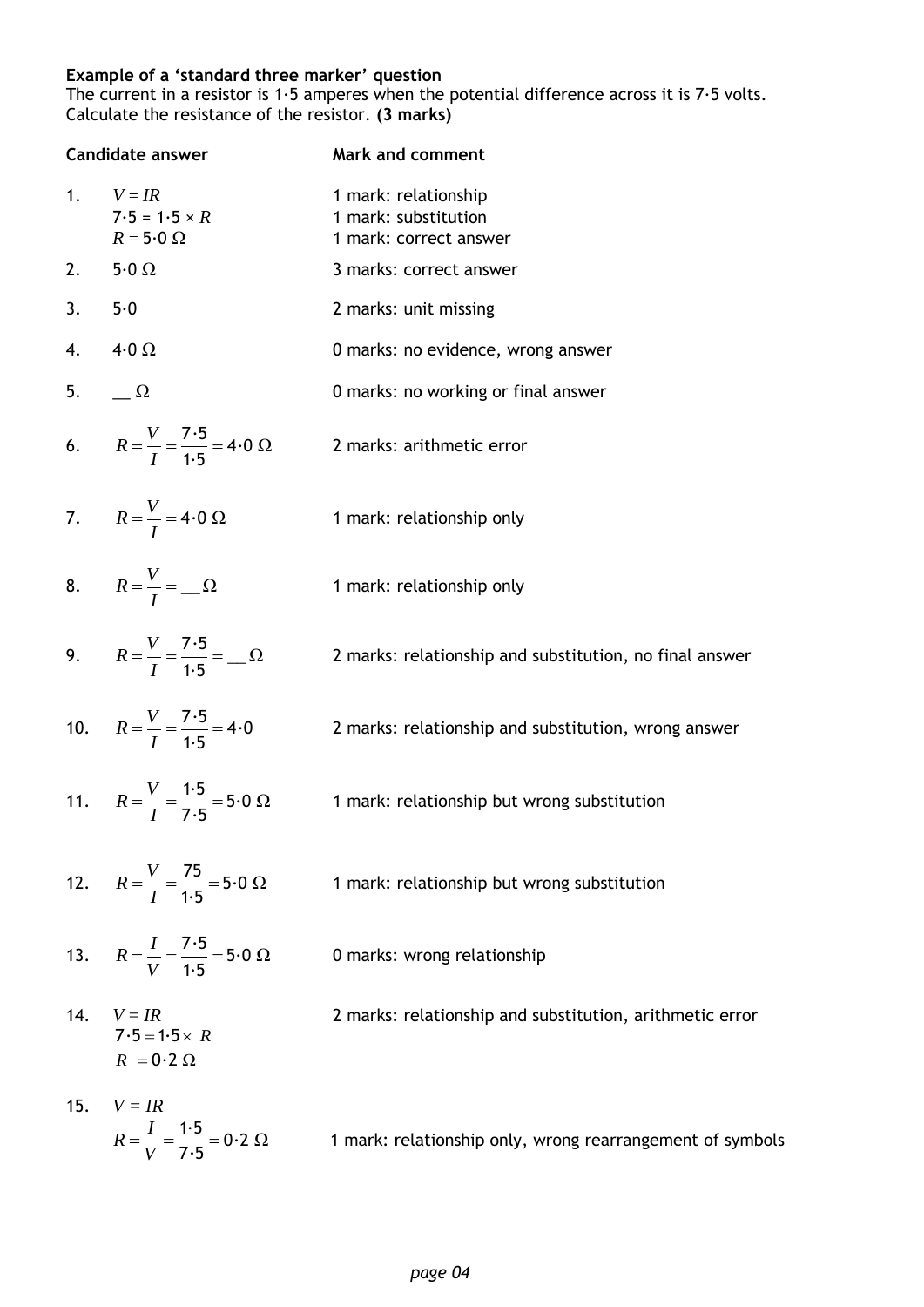**Example of a 'standard three marker' question**
The current in a resistor is 1·5 amperes when the potential difference across it is 7·5 volts. Calculate the resistance of the resistor. **(3 marks)**

| | Candidate answer | Mark and comment |
|---|---|---|
| 1. | $V = IR$<br>$7{\cdot}5 = 1{\cdot}5 \times R$<br>$R = 5{\cdot}0\ \Omega$ | 1 mark: relationship<br>1 mark: substitution<br>1 mark: correct answer |
| 2. | $5{\cdot}0\ \Omega$ | 3 marks: correct answer |
| 3. | $5{\cdot}0$ | 2 marks: unit missing |
| 4. | $4{\cdot}0\ \Omega$ | 0 marks: no evidence, wrong answer |
| 5. | $\_\_\ \Omega$ | 0 marks: no working or final answer |
| 6. | $R = \frac{V}{I} = \frac{7{\cdot}5}{1{\cdot}5} = 4{\cdot}0\ \Omega$ | 2 marks: arithmetic error |
| 7. | $R = \frac{V}{I} = 4{\cdot}0\ \Omega$ | 1 mark: relationship only |
| 8. | $R = \frac{V}{I} = \_\_\ \Omega$ | 1 mark: relationship only |
| 9. | $R = \frac{V}{I} = \frac{7{\cdot}5}{1{\cdot}5} = \_\_\ \Omega$ | 2 marks: relationship and substitution, no final answer |
| 10. | $R = \frac{V}{I} = \frac{7{\cdot}5}{1{\cdot}5} = 4{\cdot}0$ | 2 marks: relationship and substitution, wrong answer |
| 11. | $R = \frac{V}{I} = \frac{1{\cdot}5}{7{\cdot}5} = 5{\cdot}0\ \Omega$ | 1 mark: relationship but wrong substitution |
| 12. | $R = \frac{V}{I} = \frac{75}{1{\cdot}5} = 5{\cdot}0\ \Omega$ | 1 mark: relationship but wrong substitution |
| 13. | $R = \frac{I}{V} = \frac{7{\cdot}5}{1{\cdot}5} = 5{\cdot}0\ \Omega$ | 0 marks: wrong relationship |
| 14. | $V = IR$<br>$7{\cdot}5 = 1{\cdot}5 \times R$<br>$R = 0{\cdot}2\ \Omega$ | 2 marks: relationship and substitution, arithmetic error |
| 15. | $V = IR$<br>$R = \frac{I}{V} = \frac{1{\cdot}5}{7{\cdot}5} = 0{\cdot}2\ \Omega$ | 1 mark: relationship only, wrong rearrangement of symbols |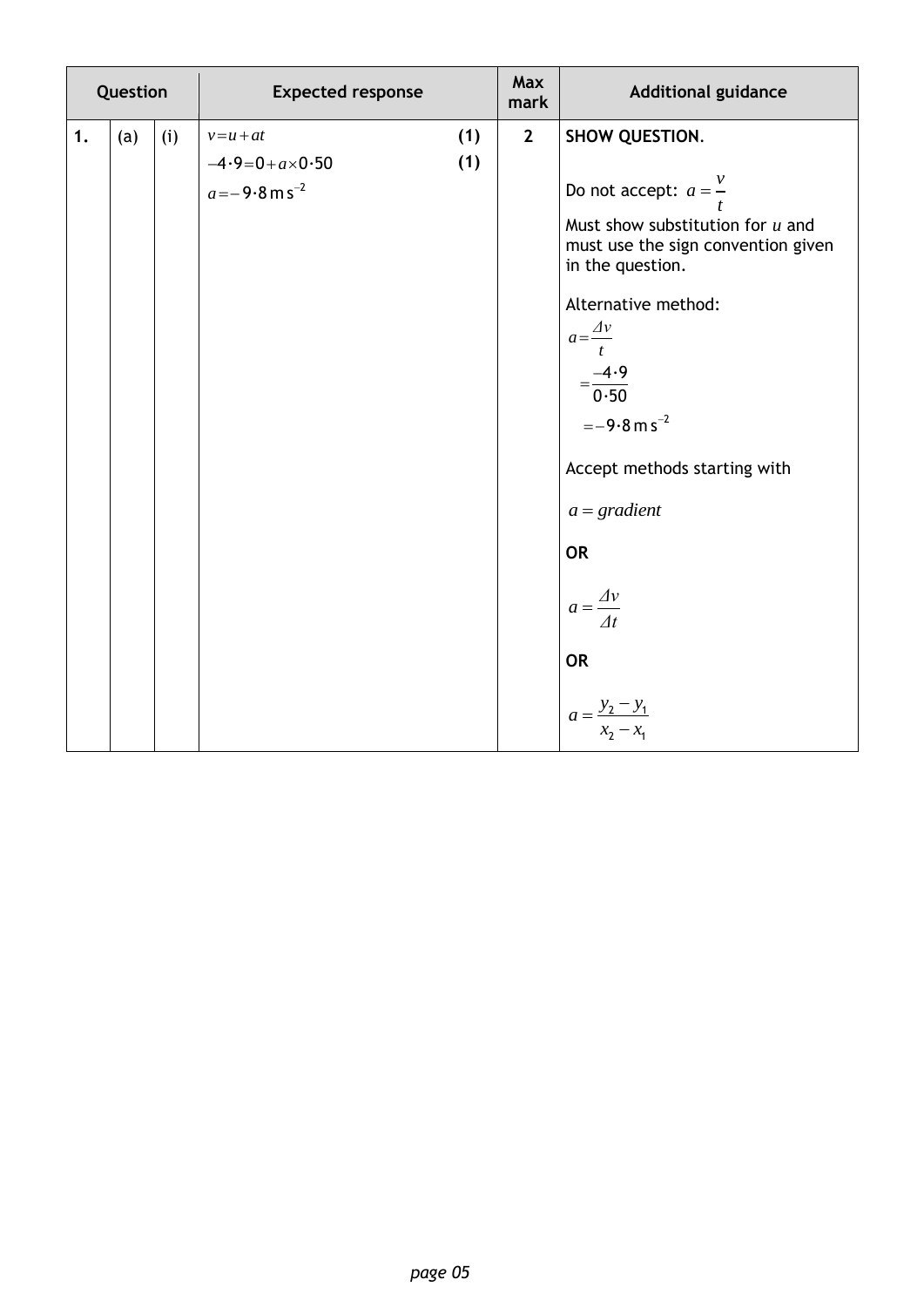| Question | | | Expected response | | Max mark | Additional guidance |
|---|---|---|---|---|---|---|
| 1. | (a) | (i) | $v = u + at$ <br> $-4{\cdot}9 = 0 + a \times 0{\cdot}50$ <br> $a = -9{\cdot}8\ \text{m s}^{-2}$ | (1) <br> (1) | 2 | **SHOW QUESTION**. <br><br> Do not accept: $a = \frac{v}{t}$ <br> Must show substitution for $u$ and must use the sign convention given in the question. <br><br> Alternative method: <br> $a = \frac{\Delta v}{t}$ <br> $= \frac{-4{\cdot}9}{0{\cdot}50}$ <br> $= -9{\cdot}8\ \text{m s}^{-2}$ <br><br> Accept methods starting with <br><br> $a = gradient$ <br><br> **OR** <br><br> $a = \frac{\Delta v}{\Delta t}$ <br><br> **OR** <br><br> $a = \frac{y_2 - y_1}{x_2 - x_1}$ |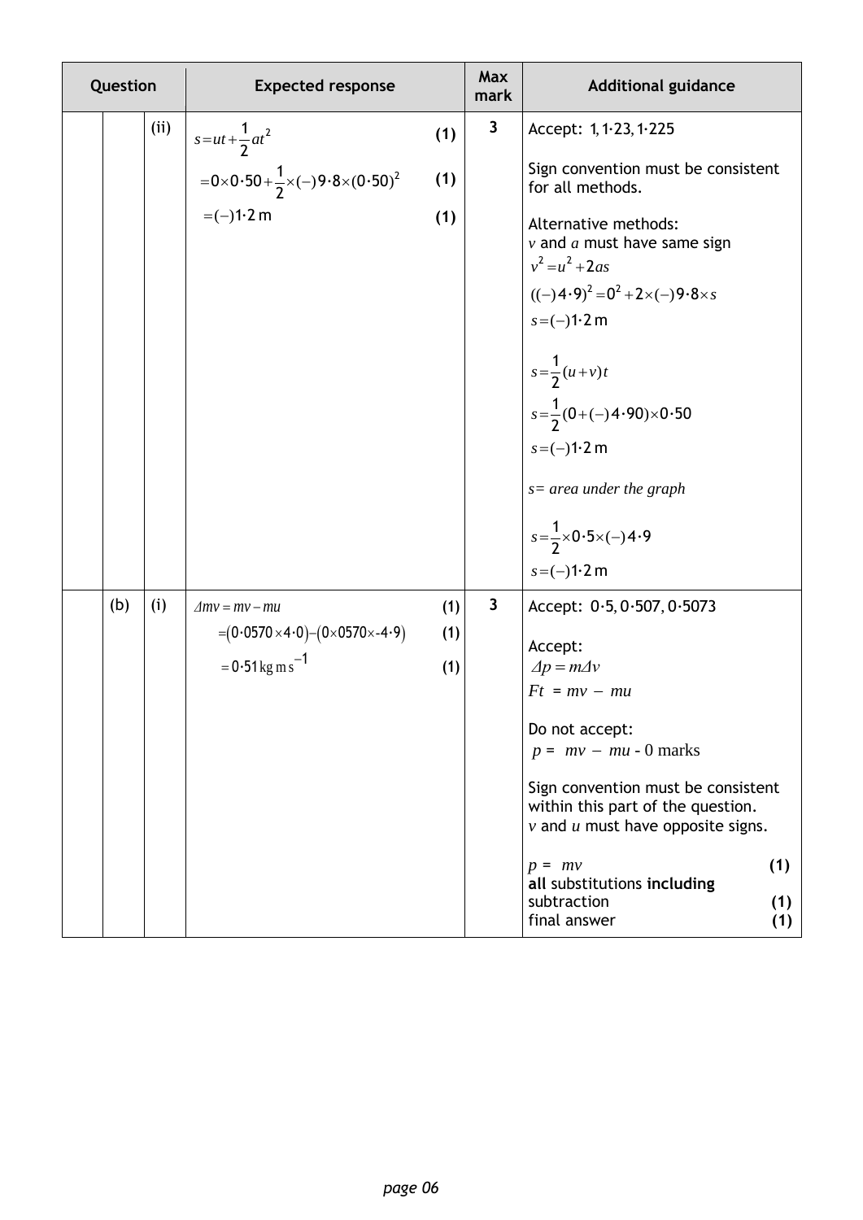| Question | | | Expected response | Max mark | Additional guidance |
|---|---|---|---|---|---|
| | | (ii) | $s = ut + \frac{1}{2}at^2$ **(1)**<br><br>$= 0 \times 0{\cdot}50 + \frac{1}{2} \times (-)9{\cdot}8 \times (0{\cdot}50)^2$ **(1)**<br><br>$= (-)1{\cdot}2$ m **(1)** | 3 | Accept: 1, 1·23, 1·225<br><br>Sign convention must be consistent for all methods.<br><br>Alternative methods:<br>$v$ and $a$ must have same sign<br>$v^2 = u^2 + 2as$<br>$((-)4{\cdot}9)^2 = 0^2 + 2 \times (-)9{\cdot}8 \times s$<br>$s = (-)1{\cdot}2$ m<br><br>$s = \frac{1}{2}(u+v)t$<br>$s = \frac{1}{2}(0 + (-)4{\cdot}90) \times 0{\cdot}50$<br>$s = (-)1{\cdot}2$ m<br><br>*s= area under the graph*<br><br>$s = \frac{1}{2} \times 0{\cdot}5 \times (-)4{\cdot}9$<br>$s = (-)1{\cdot}2$ m |
| | (b) | (i) | $\Delta mv = mv - mu$ **(1)**<br><br>$= (0{\cdot}0570 \times 4{\cdot}0) - (0 \times 0570 \times \text{-}4{\cdot}9)$ **(1)**<br><br>$= 0{\cdot}51 \text{ kg m s}^{-1}$ **(1)** | 3 | Accept: 0·5, 0·507, 0·5073<br><br>Accept:<br>$\Delta p = m\Delta v$<br>$Ft = mv - mu$<br><br>Do not accept:<br>$p = mv - mu$ - 0 marks<br><br>Sign convention must be consistent within this part of the question.<br>$v$ and $u$ must have opposite signs.<br><br>$p = mv$ **(1)**<br>**all** substitutions **including** subtraction **(1)**<br>final answer **(1)** |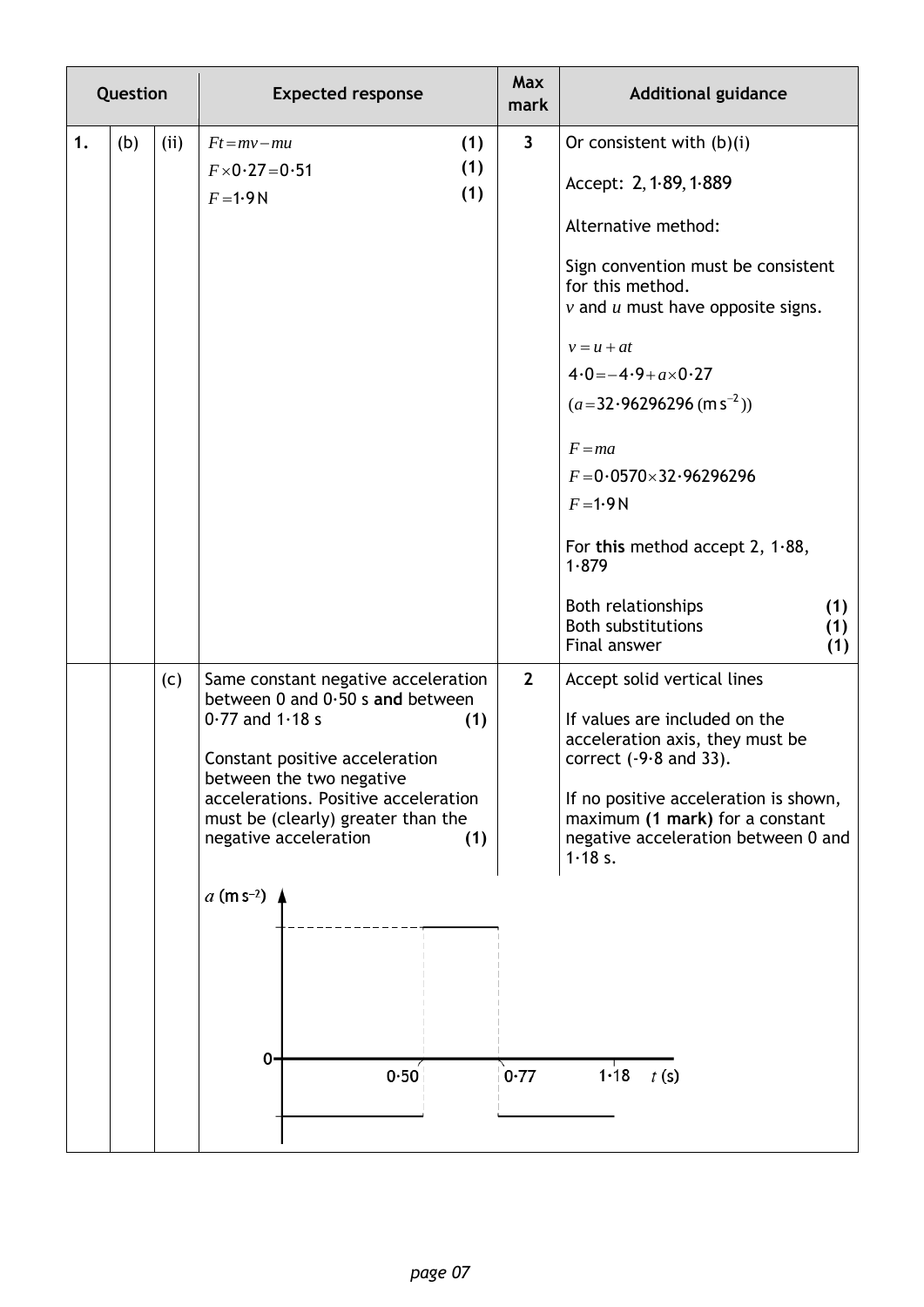| Question | | | Expected response | Max mark | Additional guidance |
|---|---|---|---|---|---|
| 1. | (b) | (ii) | $Ft = mv - mu$ **(1)**<br>$F \times 0{\cdot}27 = 0{\cdot}51$ **(1)**<br>$F = 1{\cdot}9\,\text{N}$ **(1)** | 3 | Or consistent with (b)(i)<br><br>Accept: 2, 1·89, 1·889<br><br>Alternative method:<br><br>Sign convention must be consistent for this method.<br>$v$ and $u$ must have opposite signs.<br><br>$v = u + at$<br>$4{\cdot}0 = -4{\cdot}9 + a \times 0{\cdot}27$<br>$(a = 32{\cdot}96296296\,(\text{m s}^{-2}))$<br><br>$F = ma$<br>$F = 0{\cdot}0570 \times 32{\cdot}96296296$<br>$F = 1{\cdot}9\,\text{N}$<br><br>For **this** method accept 2, 1·88, 1·879<br><br>Both relationships **(1)**<br>Both substitutions **(1)**<br>Final answer **(1)** |
| | | (c) | Same constant negative acceleration between 0 and 0·50 s **and** between 0·77 and 1·18 s **(1)**<br><br>Constant positive acceleration between the two negative accelerations. Positive acceleration must be (clearly) greater than the negative acceleration **(1)** | 2 | Accept solid vertical lines<br><br>If values are included on the acceleration axis, they must be correct (-9·8 and 33).<br><br>If no positive acceleration is shown, maximum **(1 mark)** for a constant negative acceleration between 0 and 1·18 s. |

[Graph: $a$ (m s$^{-2}$) against $t$ (s), with marks at 0, 0·50, 0·77, 1·18]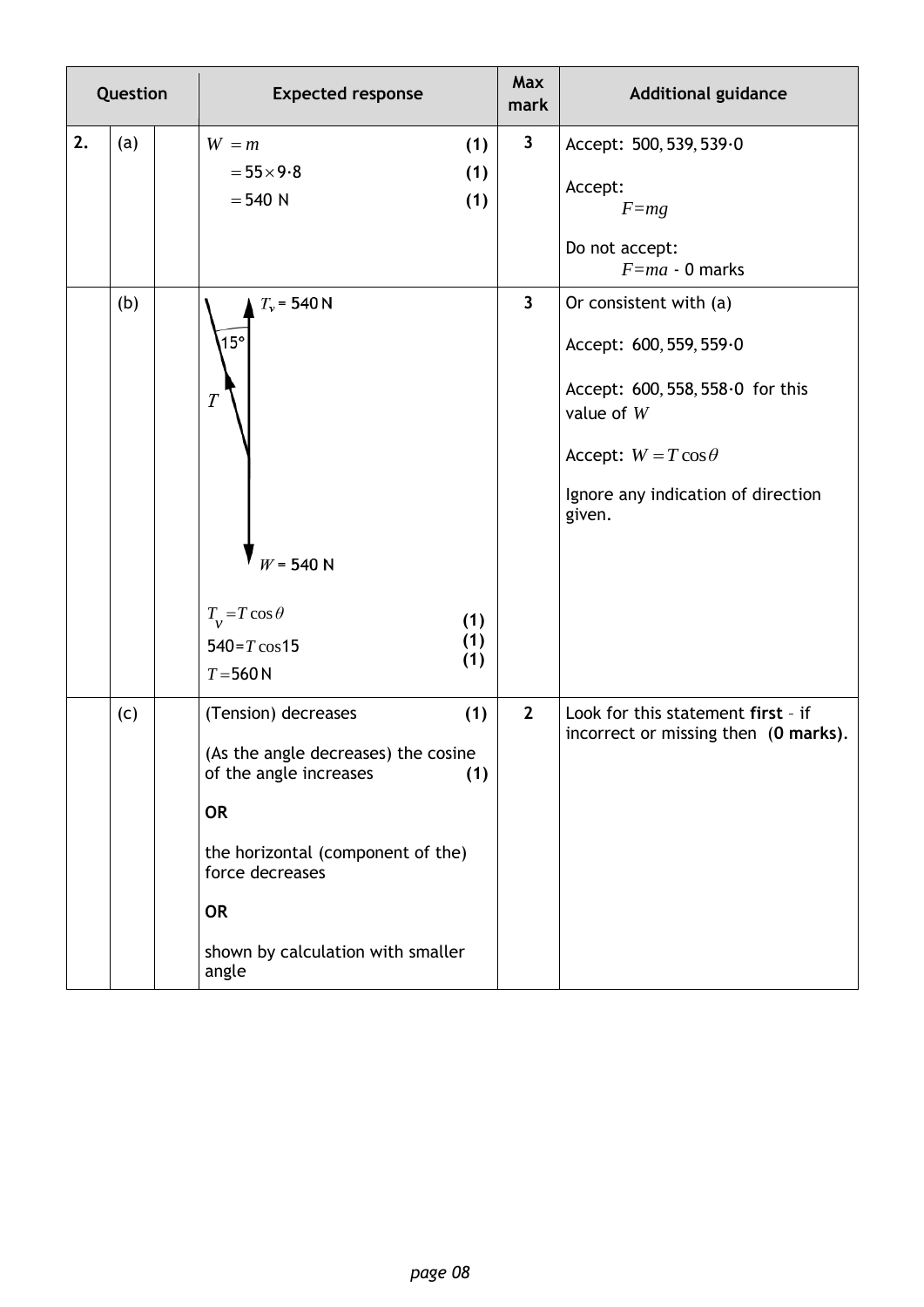| Question | | | Expected response | Max mark | Additional guidance |
|---|---|---|---|---|---|
| 2. | (a) | | $W = m$ **(1)**<br>$= 55 \times 9{\cdot}8$ **(1)**<br>$= 540$ N **(1)** | 3 | Accept: 500, 539, 539·0<br><br>Accept: $F = mg$<br><br>Do not accept: $F = ma$ - 0 marks |
| | (b) | | $T_v$ = 540 N<br>15°<br>$T$<br>$W$ = 540 N<br><br>$T_v = T\cos\theta$ **(1)**<br>$540 = T\cos 15$ **(1)**<br>$T = 560$ N **(1)** | 3 | Or consistent with (a)<br><br>Accept: 600, 559, 559·0<br><br>Accept: 600, 558, 558·0 for this value of $W$<br><br>Accept: $W = T\cos\theta$<br><br>Ignore any indication of direction given. |
| | (c) | | (Tension) decreases **(1)**<br><br>(As the angle decreases) the cosine of the angle increases **(1)**<br><br>**OR**<br><br>the horizontal (component of the) force decreases<br><br>**OR**<br><br>shown by calculation with smaller angle | 2 | Look for this statement **first** - if incorrect or missing then (**0 marks**). |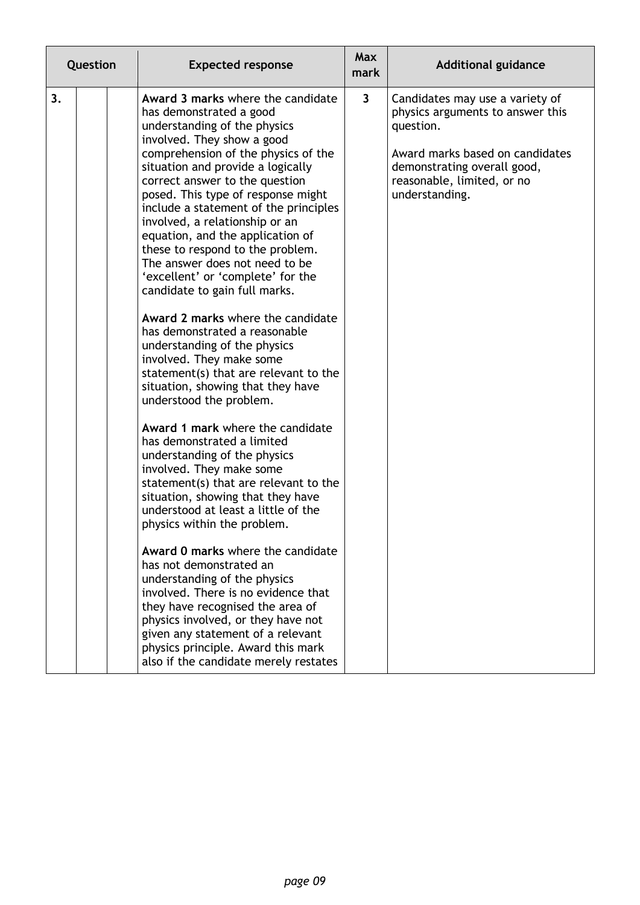| Question | | | Expected response | Max mark | Additional guidance |
|---|---|---|---|---|---|
| 3. | | | **Award 3 marks** where the candidate has demonstrated a good understanding of the physics involved. They show a good comprehension of the physics of the situation and provide a logically correct answer to the question posed. This type of response might include a statement of the principles involved, a relationship or an equation, and the application of these to respond to the problem. The answer does not need to be 'excellent' or 'complete' for the candidate to gain full marks.<br><br>**Award 2 marks** where the candidate has demonstrated a reasonable understanding of the physics involved. They make some statement(s) that are relevant to the situation, showing that they have understood the problem.<br><br>**Award 1 mark** where the candidate has demonstrated a limited understanding of the physics involved. They make some statement(s) that are relevant to the situation, showing that they have understood at least a little of the physics within the problem.<br><br>**Award 0 marks** where the candidate has not demonstrated an understanding of the physics involved. There is no evidence that they have recognised the area of physics involved, or they have not given any statement of a relevant physics principle. Award this mark also if the candidate merely restates | 3 | Candidates may use a variety of physics arguments to answer this question.<br><br>Award marks based on candidates demonstrating overall good, reasonable, limited, or no understanding. |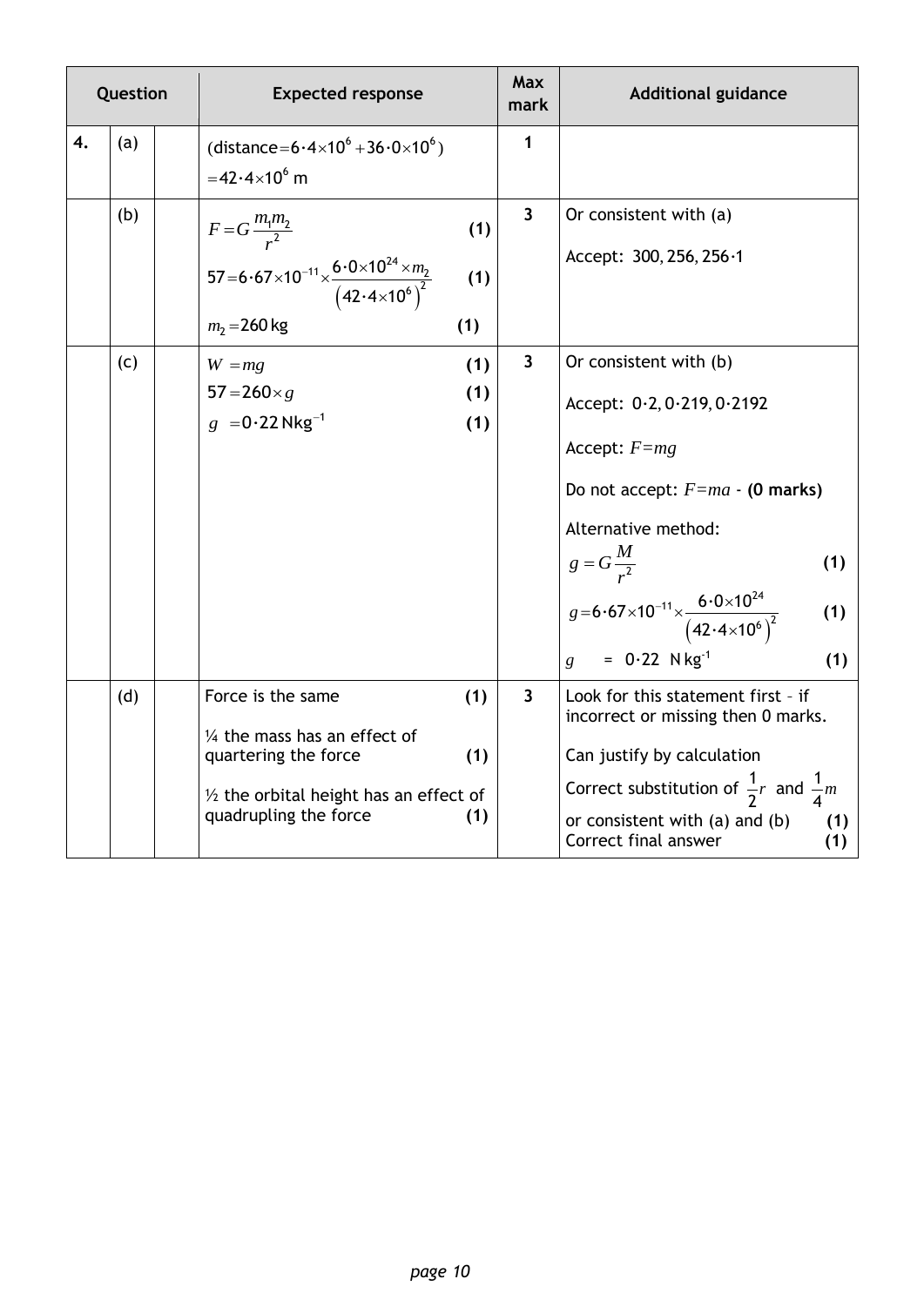| Question | | | Expected response | Max mark | Additional guidance |
|---|---|---|---|---|---|
| 4. | (a) | | (distance $= 6 \cdot 4 \times 10^6 + 36 \cdot 0 \times 10^6$)<br>$= 42 \cdot 4 \times 10^6$ m | 1 | |
| | (b) | | $F = G\dfrac{m_1 m_2}{r^2}$ (1)<br>$57 = 6 \cdot 67 \times 10^{-11} \times \dfrac{6 \cdot 0 \times 10^{24} \times m_2}{\left(42 \cdot 4 \times 10^6\right)^2}$ (1)<br>$m_2 = 260$ kg (1) | 3 | Or consistent with (a)<br>Accept: 300, 256, 256·1 |
| | (c) | | $W = mg$ (1)<br>$57 = 260 \times g$ (1)<br>$g = 0 \cdot 22$ N kg$^{-1}$ (1) | 3 | Or consistent with (b)<br>Accept: 0·2, 0·219, 0·2192<br>Accept: $F = mg$<br>Do not accept: $F = ma$ - **(0 marks)**<br>Alternative method:<br>$g = G\dfrac{M}{r^2}$ (1)<br>$g = 6 \cdot 67 \times 10^{-11} \times \dfrac{6 \cdot 0 \times 10^{24}}{\left(42 \cdot 4 \times 10^6\right)^2}$ (1)<br>$g = 0 \cdot 22$ N kg$^{-1}$ (1) |
| | (d) | | Force is the same (1)<br>¼ the mass has an effect of quartering the force (1)<br>½ the orbital height has an effect of quadrupling the force (1) | 3 | Look for this statement first - if incorrect or missing then 0 marks.<br>Can justify by calculation<br>Correct substitution of $\dfrac{1}{2}r$ and $\dfrac{1}{4}m$ or consistent with (a) and (b) (1)<br>Correct final answer (1) |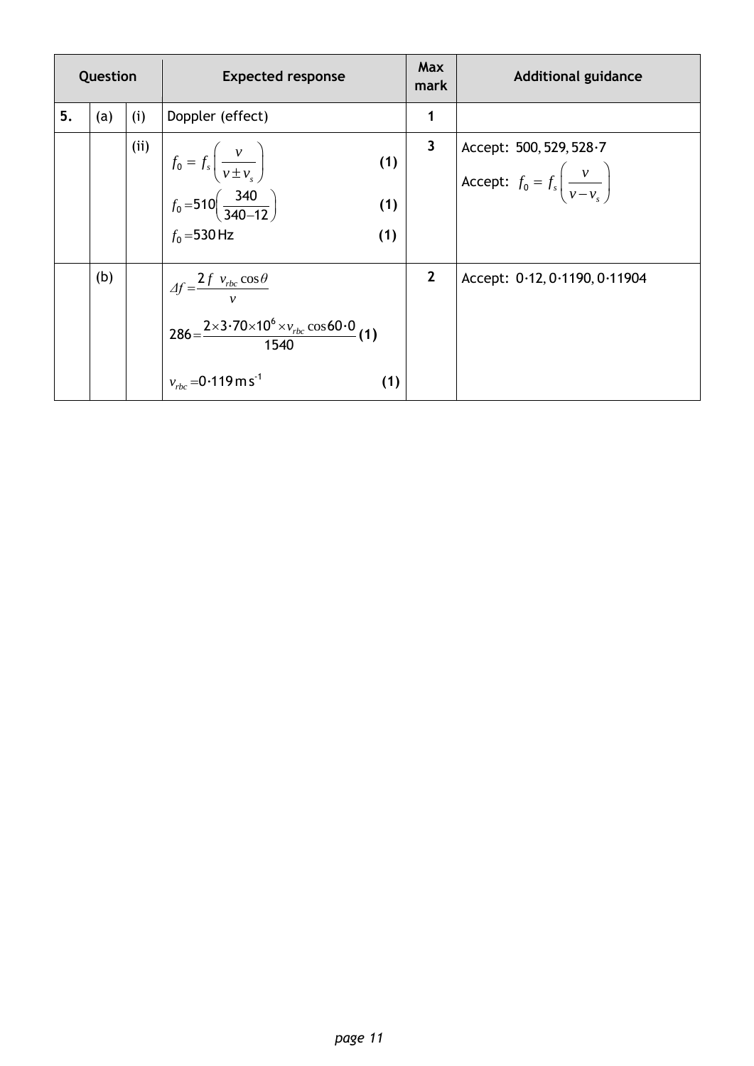| Question | | | Expected response | Max mark | Additional guidance |
|---|---|---|---|---|---|
| 5. | (a) | (i) | Doppler (effect) | 1 | |
| | | (ii) | $f_0 = f_s\left(\frac{v}{v \pm v_s}\right)$ **(1)**<br><br>$f_0 = 510\left(\frac{340}{340-12}\right)$ **(1)**<br><br>$f_0 = 530\,\text{Hz}$ **(1)** | 3 | Accept: 500, 529, 528·7<br><br>Accept: $f_0 = f_s\left(\frac{v}{v - v_s}\right)$ |
| | (b) | | $\Delta f = \frac{2f\ v_{rbc}\cos\theta}{v}$<br><br>$286 = \frac{2 \times 3{\cdot}70 \times 10^6 \times v_{rbc}\cos 60{\cdot}0}{1540}$ **(1)**<br><br>$v_{rbc} = 0{\cdot}119\,\text{m s}^{-1}$ **(1)** | 2 | Accept: 0·12, 0·1190, 0·11904 |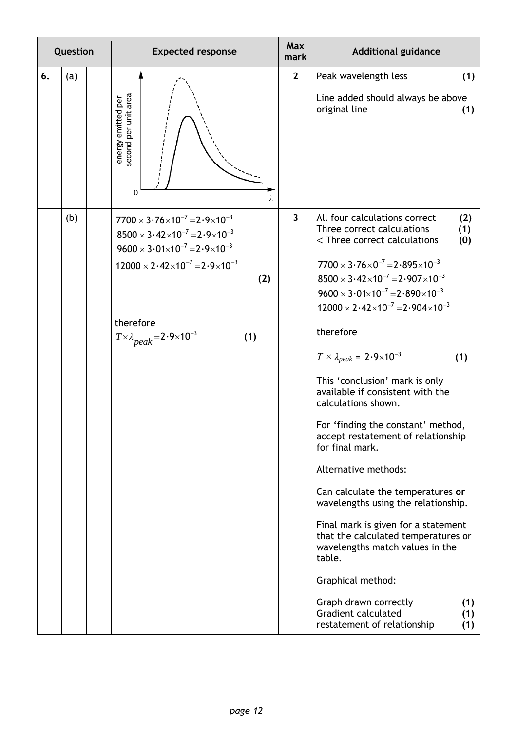| Question | | | Expected response | Max mark | Additional guidance |
|---|---|---|---|---|---|
| 6. | (a) | | energy emitted per second per unit area; 0; $\lambda$ | 2 | Peak wavelength less **(1)**<br><br>Line added should always be above original line **(1)** |
| | (b) | | $7700 \times 3{\cdot}76{\times}10^{-7} = 2{\cdot}9{\times}10^{-3}$<br>$8500 \times 3{\cdot}42{\times}10^{-7} = 2{\cdot}9{\times}10^{-3}$<br>$9600 \times 3{\cdot}01{\times}10^{-7} = 2{\cdot}9{\times}10^{-3}$<br>$12000 \times 2{\cdot}42{\times}10^{-7} = 2{\cdot}9{\times}10^{-3}$<br>**(2)**<br><br>therefore<br>$T \times \lambda_{peak} = 2{\cdot}9{\times}10^{-3}$ **(1)** | 3 | All four calculations correct **(2)**<br>Three correct calculations **(1)**<br>< Three correct calculations **(0)**<br><br>$7700 \times 3{\cdot}76{\times}0^{-7} = 2{\cdot}895{\times}10^{-3}$<br>$8500 \times 3{\cdot}42{\times}10^{-7} = 2{\cdot}907{\times}10^{-3}$<br>$9600 \times 3{\cdot}01{\times}10^{-7} = 2{\cdot}890{\times}10^{-3}$<br>$12000 \times 2{\cdot}42{\times}10^{-7} = 2{\cdot}904{\times}10^{-3}$<br><br>therefore<br><br>$T \times \lambda_{peak} = 2{\cdot}9{\times}10^{-3}$ **(1)**<br><br>This 'conclusion' mark is only available if consistent with the calculations shown.<br><br>For 'finding the constant' method, accept restatement of relationship for final mark.<br><br>Alternative methods:<br><br>Can calculate the temperatures **or** wavelengths using the relationship.<br><br>Final mark is given for a statement that the calculated temperatures or wavelengths match values in the table.<br><br>Graphical method:<br><br>Graph drawn correctly **(1)**<br>Gradient calculated **(1)**<br>restatement of relationship **(1)** |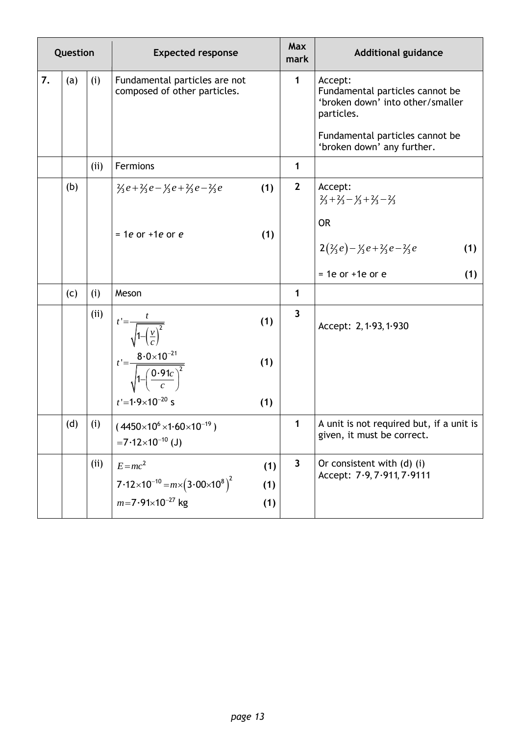| Question | | | Expected response | Max mark | Additional guidance |
|---|---|---|---|---|---|
| 7. | (a) | (i) | Fundamental particles are not composed of other particles. | 1 | Accept:<br>Fundamental particles cannot be 'broken down' into other/smaller particles.<br><br>Fundamental particles cannot be 'broken down' any further. |
| | | (ii) | Fermions | 1 | |
| | (b) | | $\frac{2}{3}e+\frac{2}{3}e-\frac{1}{3}e+\frac{2}{3}e-\frac{2}{3}e$ **(1)**<br><br>= 1*e* or +1*e* or *e* **(1)** | 2 | Accept:<br>$\frac{2}{3}+\frac{2}{3}-\frac{1}{3}+\frac{2}{3}-\frac{2}{3}$<br><br>OR<br><br>$2\left(\frac{2}{3}e\right)-\frac{1}{3}e+\frac{2}{3}e-\frac{2}{3}e$ **(1)**<br><br>= 1e or +1e or e **(1)** |
| | (c) | (i) | Meson | 1 | |
| | | (ii) | $t'=\dfrac{t}{\sqrt{1-\left(\frac{v}{c}\right)^2}}$ **(1)**<br><br>$t'=\dfrac{8\cdot0\times10^{-21}}{\sqrt{1-\left(\frac{0\cdot91c}{c}\right)^2}}$ **(1)**<br><br>$t'=1\cdot9\times10^{-20}$ s **(1)** | 3 | Accept: 2, 1·93, 1·930 |
| | (d) | (i) | $(4450\times10^{6}\times1\cdot60\times10^{-19})$<br>$=7\cdot12\times10^{-10}$ (J) | 1 | A unit is not required but, if a unit is given, it must be correct. |
| | | (ii) | $E=mc^2$ **(1)**<br><br>$7\cdot12\times10^{-10}=m\times\left(3\cdot00\times10^{8}\right)^2$ **(1)**<br><br>$m=7\cdot91\times10^{-27}$ kg **(1)** | 3 | Or consistent with (d) (i)<br>Accept: 7·9, 7·911, 7·9111 |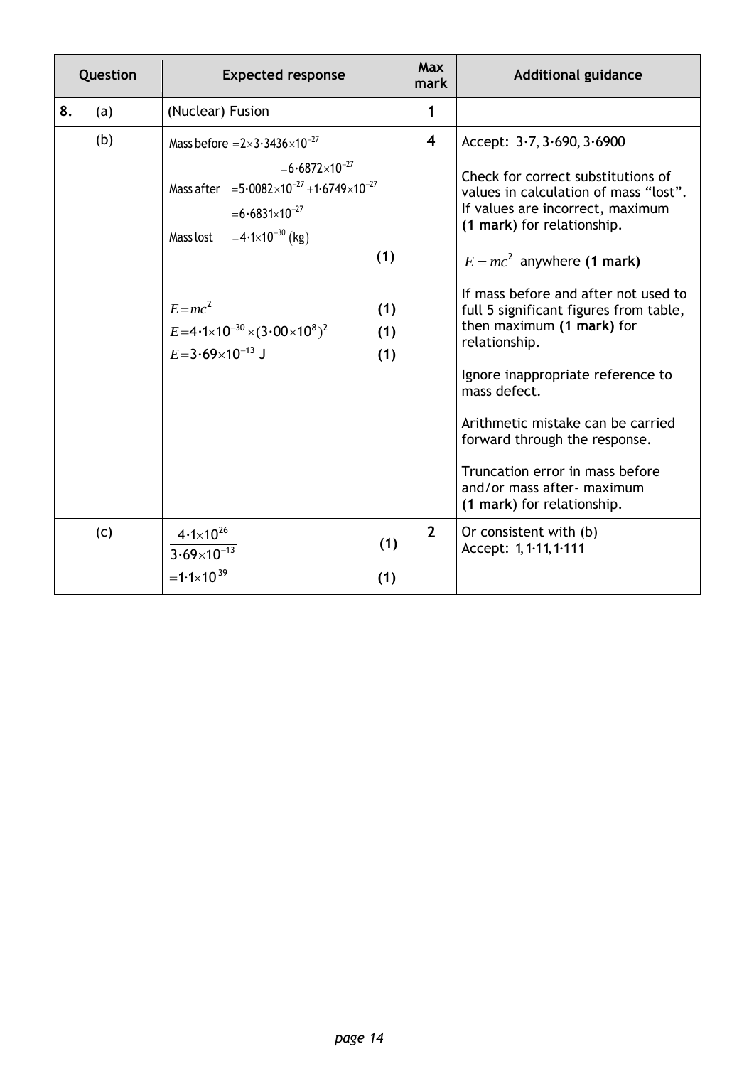| Question | | | Expected response | Max mark | Additional guidance |
|---|---|---|---|---|---|
| 8. | (a) | | (Nuclear) Fusion | 1 | |
| | (b) | | Mass before $= 2 \times 3{\cdot}3436 \times 10^{-27}$<br>$= 6{\cdot}6872 \times 10^{-27}$<br>Mass after $= 5{\cdot}0082 \times 10^{-27} + 1{\cdot}6749 \times 10^{-27}$<br>$= 6{\cdot}6831 \times 10^{-27}$<br>Mass lost $= 4{\cdot}1 \times 10^{-30}$ (kg) **(1)**<br><br>$E = mc^2$ **(1)**<br>$E = 4{\cdot}1 \times 10^{-30} \times (3{\cdot}00 \times 10^8)^2$ **(1)**<br>$E = 3{\cdot}69 \times 10^{-13}$ J **(1)** | 4 | Accept: 3·7, 3·690, 3·6900<br><br>Check for correct substitutions of values in calculation of mass "lost". If values are incorrect, maximum **(1 mark)** for relationship.<br><br>$E = mc^2$ anywhere **(1 mark)**<br><br>If mass before and after not used to full 5 significant figures from table, then maximum **(1 mark)** for relationship.<br><br>Ignore inappropriate reference to mass defect.<br><br>Arithmetic mistake can be carried forward through the response.<br><br>Truncation error in mass before and/or mass after- maximum **(1 mark)** for relationship. |
| | (c) | | $\dfrac{4{\cdot}1 \times 10^{26}}{3{\cdot}69 \times 10^{-13}}$ **(1)**<br>$= 1{\cdot}1 \times 10^{39}$ **(1)** | 2 | Or consistent with (b)<br>Accept: 1, 1·11, 1·111 |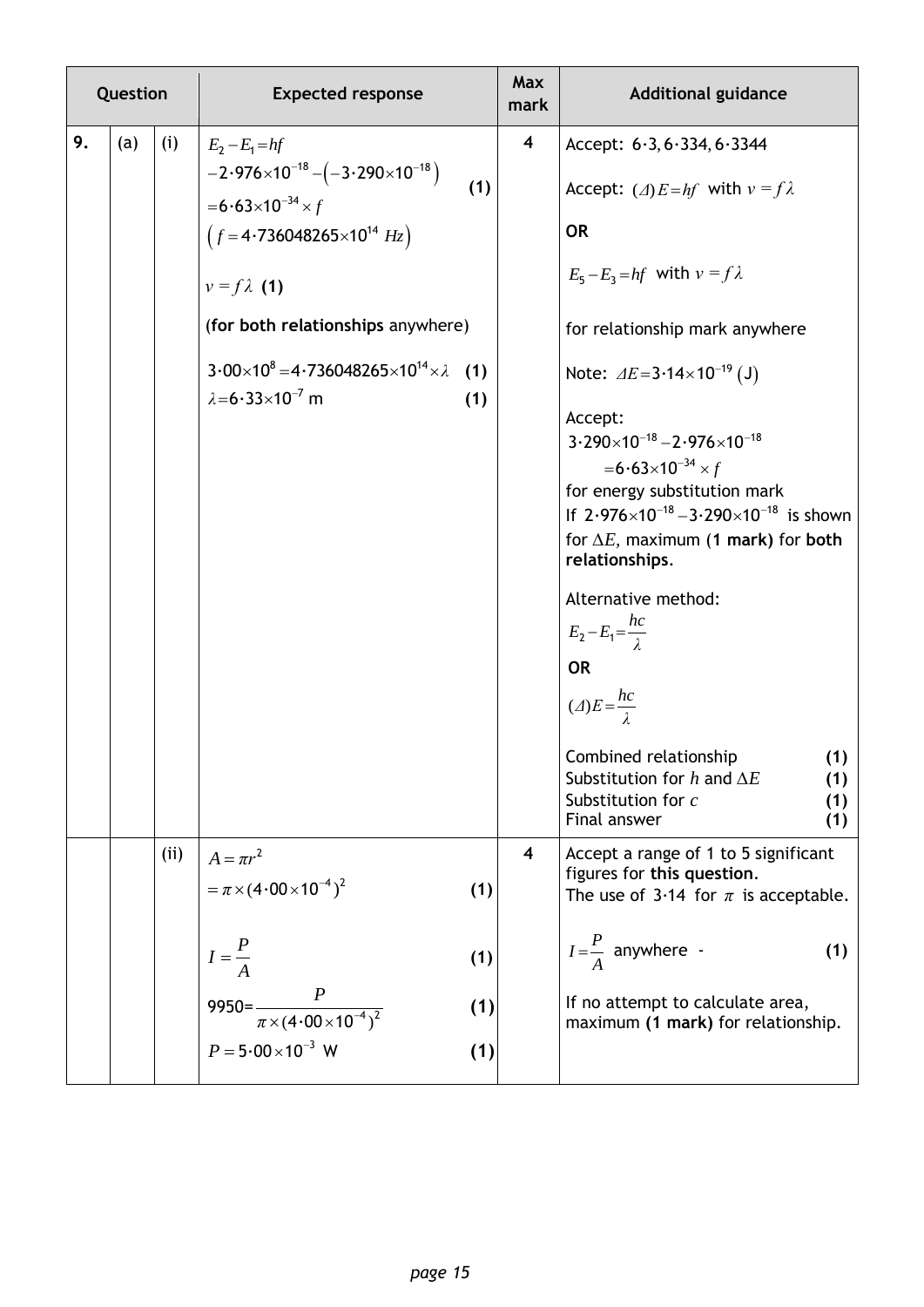| Question | | | Expected response | Max mark | Additional guidance |
|---|---|---|---|---|---|
| 9. | (a) | (i) | $E_2 - E_1 = hf$<br>$-2{\cdot}976\times10^{-18} - \left(-3{\cdot}290\times10^{-18}\right)$<br>$= 6{\cdot}63\times10^{-34}\times f$ **(1)**<br>$\left(f = 4{\cdot}736048265\times10^{14}\ Hz\right)$<br><br>$v = f\lambda$ **(1)**<br>(**for both relationships** anywhere)<br><br>$3{\cdot}00\times10^{8} = 4{\cdot}736048265\times10^{14}\times\lambda$ **(1)**<br>$\lambda = 6{\cdot}33\times10^{-7}$ m **(1)** | 4 | Accept: $6{\cdot}3, 6{\cdot}334, 6{\cdot}3344$<br><br>Accept: $(\Delta)E = hf$ with $v = f\lambda$<br><br>**OR**<br><br>$E_5 - E_3 = hf$ with $v = f\lambda$<br><br>for relationship mark anywhere<br><br>Note: $\Delta E = 3{\cdot}14\times10^{-19}$ (J)<br><br>Accept:<br>$3{\cdot}290\times10^{-18} - 2{\cdot}976\times10^{-18}$<br>$= 6{\cdot}63\times10^{-34}\times f$<br>for energy substitution mark<br>If $2{\cdot}976\times10^{-18} - 3{\cdot}290\times10^{-18}$ is shown for $\Delta E$, maximum (**1 mark**) for **both relationships**.<br><br>Alternative method:<br>$E_2 - E_1 = \frac{hc}{\lambda}$<br>**OR**<br>$(\Delta)E = \frac{hc}{\lambda}$<br><br>Combined relationship **(1)**<br>Substitution for $h$ and $\Delta E$ **(1)**<br>Substitution for $c$ **(1)**<br>Final answer **(1)** |
| | | (ii) | $A = \pi r^2$<br>$= \pi\times(4{\cdot}00\times10^{-4})^2$ **(1)**<br><br>$I = \frac{P}{A}$ **(1)**<br><br>$9950 = \frac{P}{\pi\times(4{\cdot}00\times10^{-4})^2}$ **(1)**<br><br>$P = 5{\cdot}00\times10^{-3}$ W **(1)** | 4 | Accept a range of 1 to 5 significant figures for **this question**.<br>The use of 3·14 for $\pi$ is acceptable.<br><br>$I = \frac{P}{A}$ anywhere - **(1)**<br><br>If no attempt to calculate area, maximum **(1 mark)** for relationship. |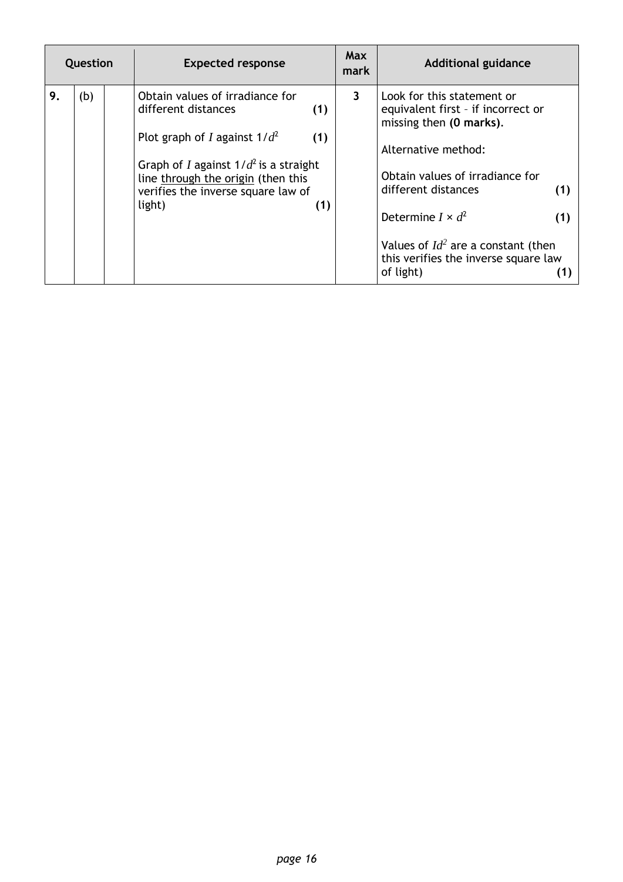| Question | | | Expected response | Max mark | Additional guidance |
|---|---|---|---|---|---|
| 9. | (b) | | Obtain values of irradiance for different distances **(1)**<br><br>Plot graph of $I$ against $1/d^2$ **(1)**<br><br>Graph of $I$ against $1/d^2$ is a straight line <u>through the origin</u> (then this verifies the inverse square law of light) **(1)** | 3 | Look for this statement or equivalent first – if incorrect or missing then **(0 marks)**.<br><br>Alternative method:<br><br>Obtain values of irradiance for different distances **(1)**<br><br>Determine $I \times d^2$ **(1)**<br><br>Values of $Id^2$ are a constant (then this verifies the inverse square law of light) **(1)** |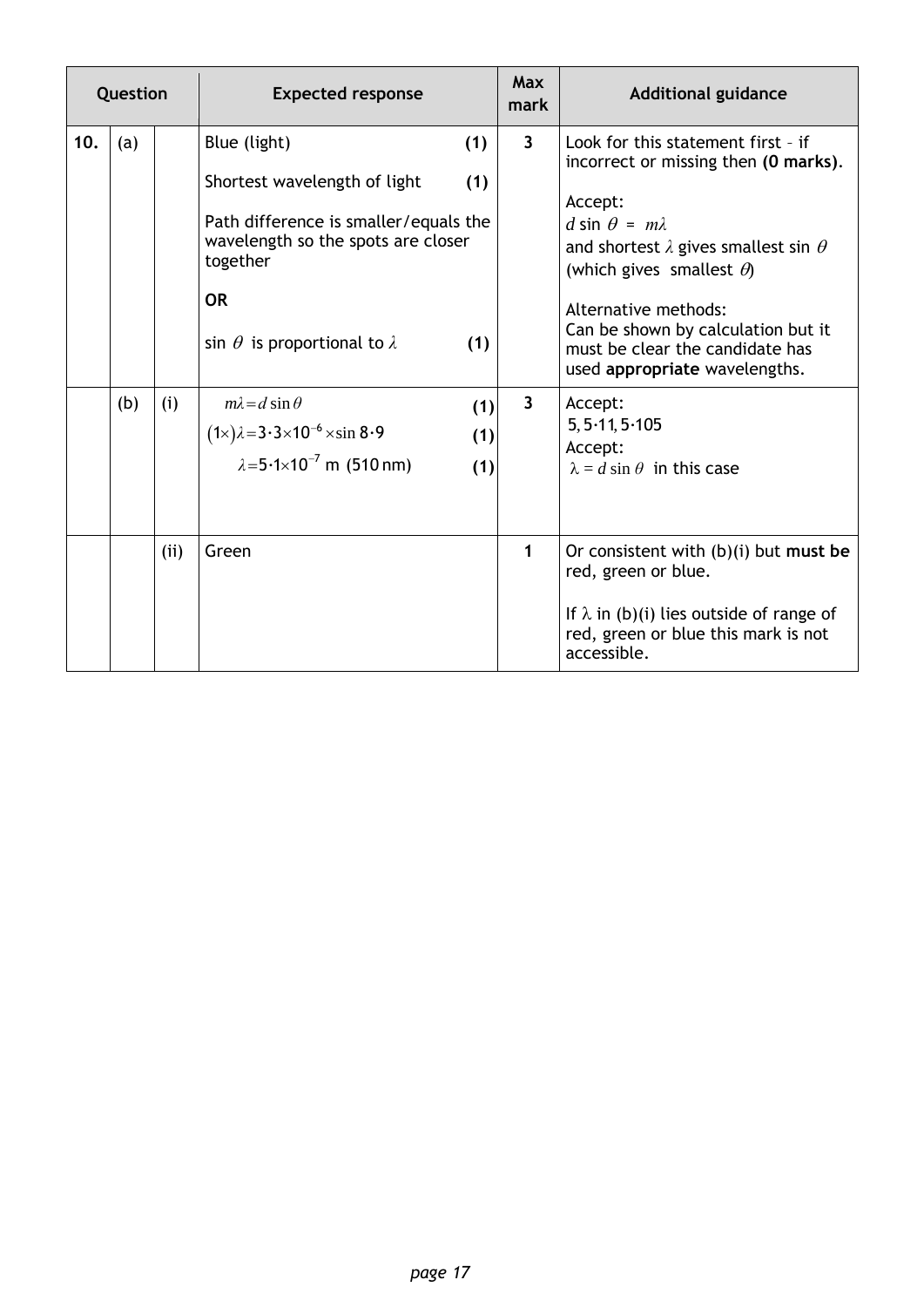| Question | | | Expected response | Max mark | Additional guidance |
|---|---|---|---|---|---|
| 10. | (a) | | Blue (light) **(1)**<br><br>Shortest wavelength of light **(1)**<br><br>Path difference is smaller/equals the wavelength so the spots are closer together<br><br>**OR**<br><br>sin $\theta$ is proportional to $\lambda$ **(1)** | 3 | Look for this statement first - if incorrect or missing then **(0 marks)**.<br><br>Accept:<br>$d \sin \theta = m\lambda$<br>and shortest $\lambda$ gives smallest sin $\theta$ (which gives smallest $\theta$)<br><br>Alternative methods:<br>Can be shown by calculation but it must be clear the candidate has used **appropriate** wavelengths. |
| | (b) | (i) | $m\lambda = d \sin \theta$ **(1)**<br>$(1\times)\lambda = 3{\cdot}3\times10^{-6} \times \sin 8{\cdot}9$ **(1)**<br>$\lambda = 5{\cdot}1\times10^{-7}$ m (510 nm) **(1)** | 3 | Accept:<br>5, 5·11, 5·105<br>Accept:<br>$\lambda = d \sin \theta$ in this case |
| | | (ii) | Green | 1 | Or consistent with (b)(i) but **must be** red, green or blue.<br><br>If $\lambda$ in (b)(i) lies outside of range of red, green or blue this mark is not accessible. |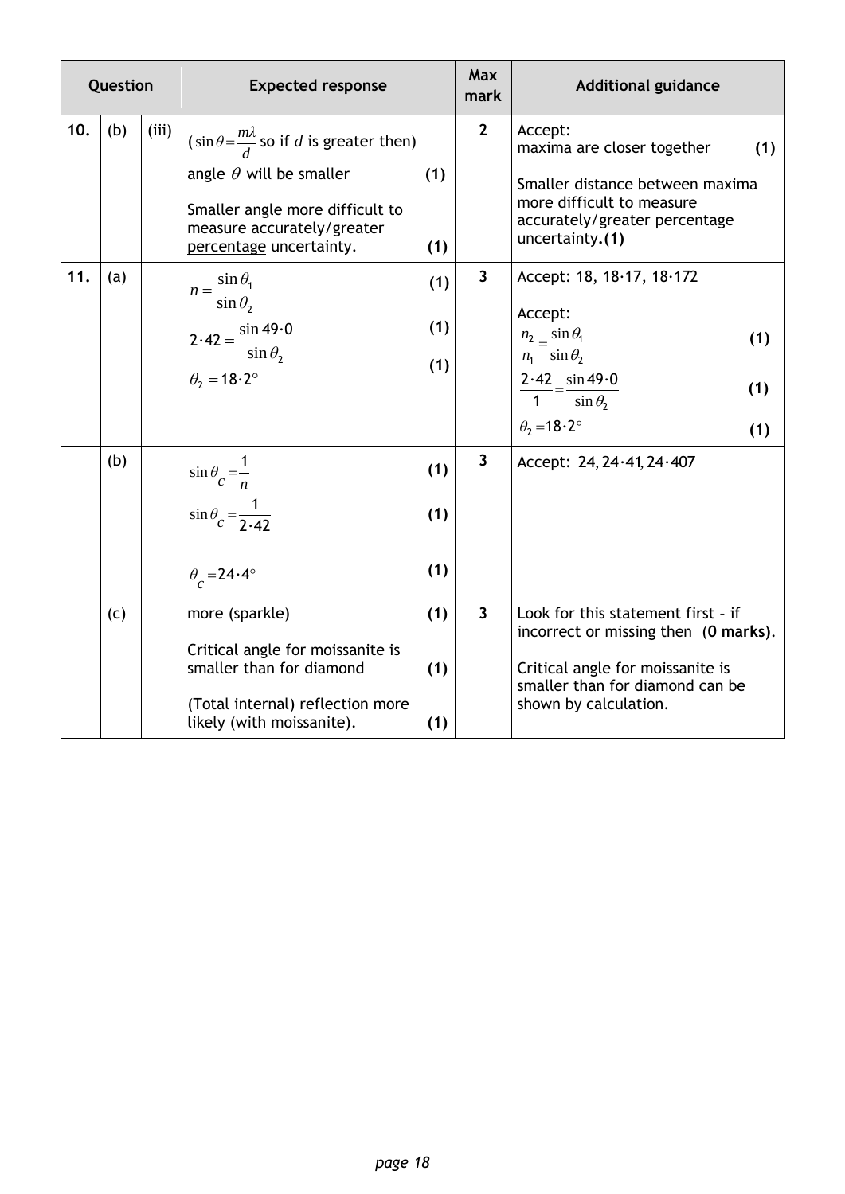| Question | | | Expected response | Max mark | Additional guidance |
|---|---|---|---|---|---|
| 10. | (b) | (iii) | ($\sin\theta = \frac{m\lambda}{d}$ so if $d$ is greater then) angle $\theta$ will be smaller **(1)**<br><br>Smaller angle more difficult to measure accurately/greater percentage uncertainty. **(1)** | 2 | Accept:<br>maxima are closer together **(1)**<br><br>Smaller distance between maxima more difficult to measure accurately/greater percentage uncertainty. **(1)** |
| 11. | (a) | | $n = \frac{\sin\theta_1}{\sin\theta_2}$ **(1)**<br><br>$2{\cdot}42 = \frac{\sin 49{\cdot}0}{\sin\theta_2}$ **(1)**<br><br>$\theta_2 = 18{\cdot}2°$ **(1)** | 3 | Accept: 18, 18·17, 18·172<br><br>Accept:<br>$\frac{n_2}{n_1} = \frac{\sin\theta_1}{\sin\theta_2}$ **(1)**<br><br>$\frac{2{\cdot}42}{1} = \frac{\sin 49{\cdot}0}{\sin\theta_2}$ **(1)**<br><br>$\theta_2 = 18{\cdot}2°$ **(1)** |
| | (b) | | $\sin\theta_c = \frac{1}{n}$ **(1)**<br><br>$\sin\theta_c = \frac{1}{2{\cdot}42}$ **(1)**<br><br>$\theta_c = 24{\cdot}4°$ **(1)** | 3 | Accept: 24, 24·41, 24·407 |
| | (c) | | more (sparkle) **(1)**<br><br>Critical angle for moissanite is smaller than for diamond **(1)**<br><br>(Total internal) reflection more likely (with moissanite). **(1)** | 3 | Look for this statement first - if incorrect or missing then (**0 marks**).<br><br>Critical angle for moissanite is smaller than for diamond can be shown by calculation. |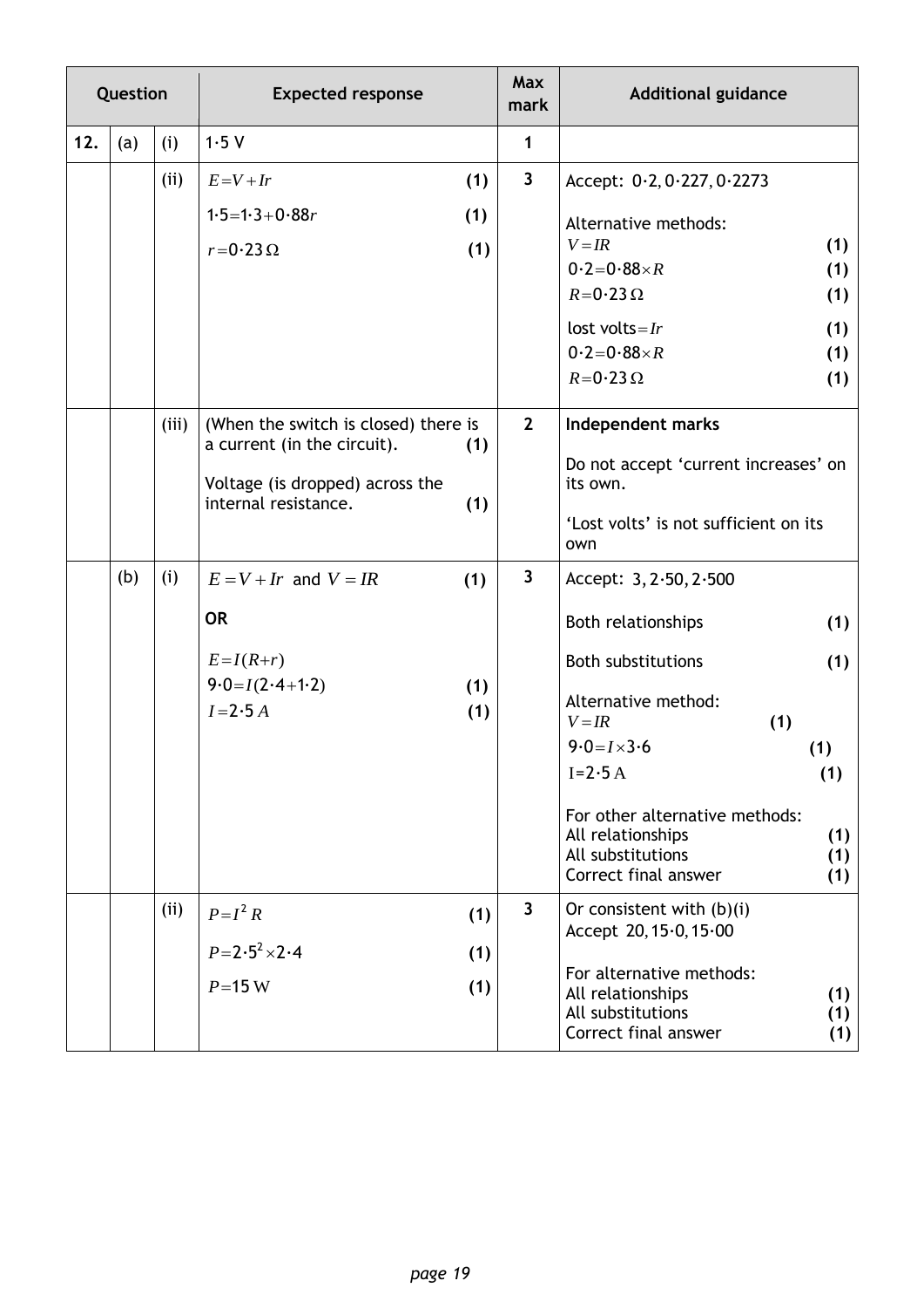| Question | | | Expected response | Max mark | Additional guidance |
|---|---|---|---|---|---|
| 12. | (a) | (i) | 1·5 V | 1 | |
| | | (ii) | $E = V + Ir$ (1)<br>$1·5 = 1·3 + 0·88r$ (1)<br>$r = 0·23\,\Omega$ (1) | 3 | Accept: 0·2, 0·227, 0·2273<br><br>Alternative methods:<br>$V = IR$ (1)<br>$0·2 = 0·88 \times R$ (1)<br>$R = 0·23\,\Omega$ (1)<br><br>lost volts $= Ir$ (1)<br>$0·2 = 0·88 \times R$ (1)<br>$R = 0·23\,\Omega$ (1) |
| | | (iii) | (When the switch is closed) there is a current (in the circuit). (1)<br><br>Voltage (is dropped) across the internal resistance. (1) | 2 | **Independent marks**<br><br>Do not accept 'current increases' on its own.<br><br>'Lost volts' is not sufficient on its own |
| | (b) | (i) | $E = V + Ir$ and $V = IR$ (1)<br><br>**OR**<br><br>$E = I(R + r)$<br>$9·0 = I(2·4 + 1·2)$ (1)<br>$I = 2·5\,A$ (1) | 3 | Accept: 3, 2·50, 2·500<br><br>Both relationships (1)<br><br>Both substitutions (1)<br><br>Alternative method:<br>$V = IR$ (1)<br>$9·0 = I \times 3·6$ (1)<br>$I = 2·5\,\text{A}$ (1)<br><br>For other alternative methods:<br>All relationships (1)<br>All substitutions (1)<br>Correct final answer (1) |
| | | (ii) | $P = I^2 R$ (1)<br>$P = 2·5^2 \times 2·4$ (1)<br>$P = 15\,\text{W}$ (1) | 3 | Or consistent with (b)(i)<br>Accept 20, 15·0, 15·00<br><br>For alternative methods:<br>All relationships (1)<br>All substitutions (1)<br>Correct final answer (1) |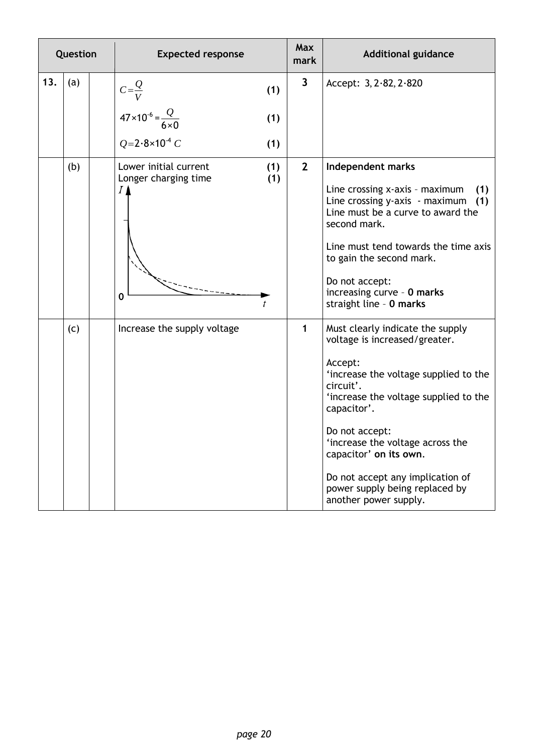| Question | | | Expected response | Max mark | Additional guidance |
|---|---|---|---|---|---|
| 13. | (a) | | $C=\frac{Q}{V}$ **(1)**<br><br>$47\times10^{-6}=\frac{Q}{6\times0}$ **(1)**<br><br>$Q=2{\cdot}8\times10^{-4}\ C$ **(1)** | 3 | Accept: 3, 2·82, 2·820 |
| | (b) | | Lower initial current **(1)**<br>Longer charging time **(1)** | 2 | **Independent marks**<br><br>Line crossing x-axis – maximum **(1)**<br>Line crossing y-axis - maximum **(1)**<br>Line must be a curve to award the second mark.<br><br>Line must tend towards the time axis to gain the second mark.<br><br>Do not accept:<br>increasing curve – **0 marks**<br>straight line – **0 marks** |
| | (c) | | Increase the supply voltage | 1 | Must clearly indicate the supply voltage is increased/greater.<br><br>Accept:<br>'increase the voltage supplied to the circuit'.<br>'increase the voltage supplied to the capacitor'.<br><br>Do not accept:<br>'increase the voltage across the capacitor' **on its own**.<br><br>Do not accept any implication of power supply being replaced by another power supply. |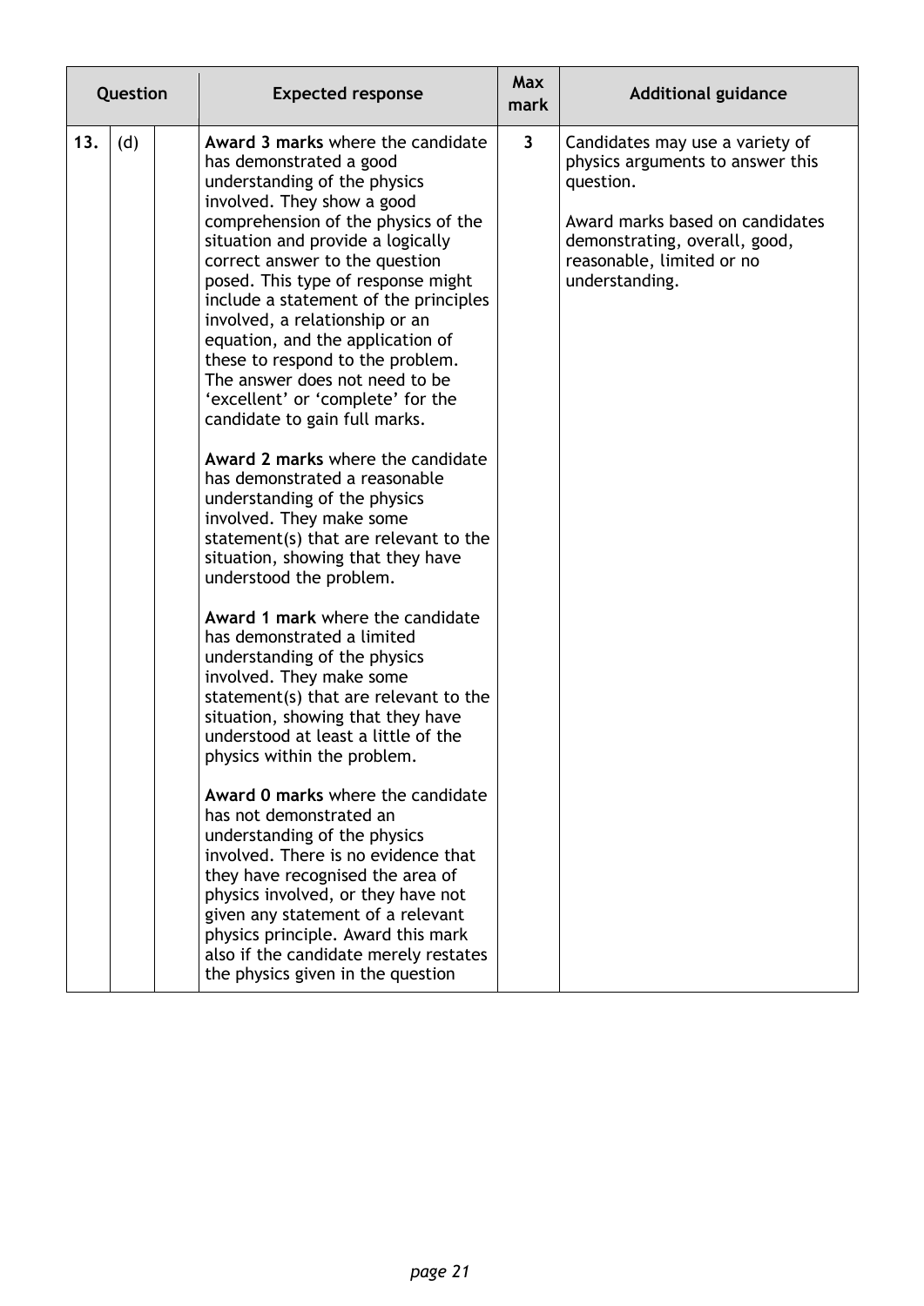| Question | | | Expected response | Max mark | Additional guidance |
|---|---|---|---|---|---|
| 13. | (d) | | **Award 3 marks** where the candidate has demonstrated a good understanding of the physics involved. They show a good comprehension of the physics of the situation and provide a logically correct answer to the question posed. This type of response might include a statement of the principles involved, a relationship or an equation, and the application of these to respond to the problem. The answer does not need to be 'excellent' or 'complete' for the candidate to gain full marks.<br><br>**Award 2 marks** where the candidate has demonstrated a reasonable understanding of the physics involved. They make some statement(s) that are relevant to the situation, showing that they have understood the problem.<br><br>**Award 1 mark** where the candidate has demonstrated a limited understanding of the physics involved. They make some statement(s) that are relevant to the situation, showing that they have understood at least a little of the physics within the problem.<br><br>**Award 0 marks** where the candidate has not demonstrated an understanding of the physics involved. There is no evidence that they have recognised the area of physics involved, or they have not given any statement of a relevant physics principle. Award this mark also if the candidate merely restates the physics given in the question | 3 | Candidates may use a variety of physics arguments to answer this question.<br><br>Award marks based on candidates demonstrating, overall, good, reasonable, limited or no understanding. |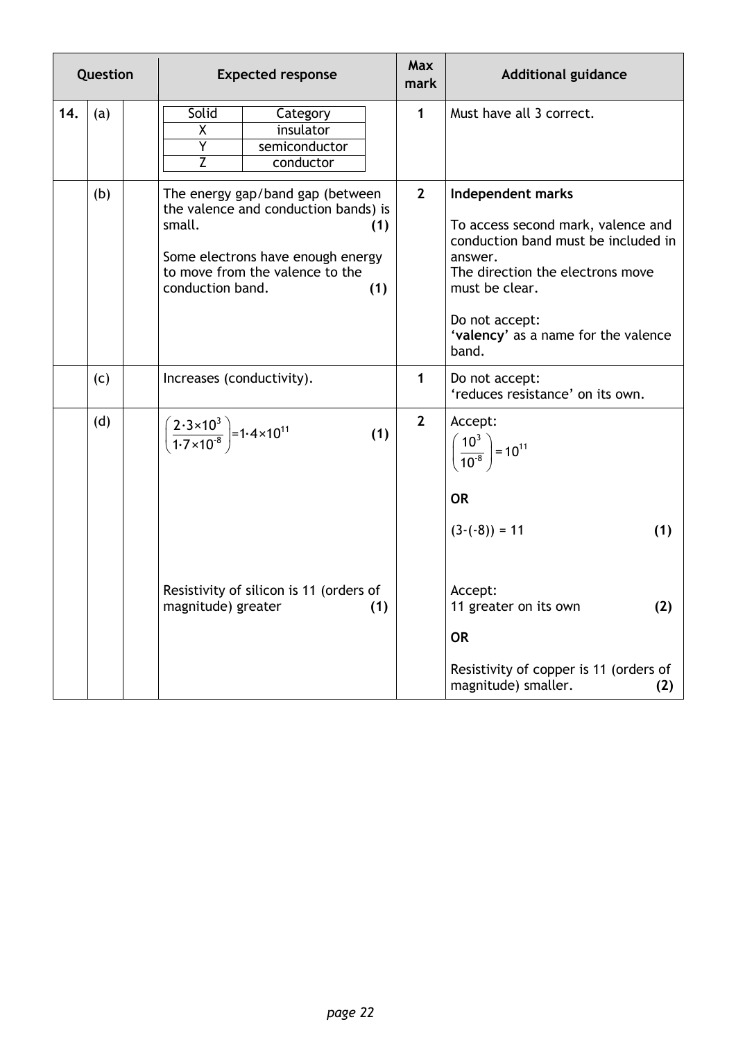| Question | | | Expected response | Max mark | Additional guidance |
|---|---|---|---|---|---|
| 14. | (a) | | <table><tr><th>Solid</th><th>Category</th></tr><tr><td>X</td><td>insulator</td></tr><tr><td>Y</td><td>semiconductor</td></tr><tr><td>Z</td><td>conductor</td></tr></table> | 1 | Must have all 3 correct. |
| | (b) | | The energy gap/band gap (between the valence and conduction bands) is small. **(1)**<br><br>Some electrons have enough energy to move from the valence to the conduction band. **(1)** | 2 | **Independent marks**<br><br>To access second mark, valence and conduction band must be included in answer.<br>The direction the electrons move must be clear.<br><br>Do not accept:<br>'**valency**' as a name for the valence band. |
| | (c) | | Increases (conductivity). | 1 | Do not accept:<br>'reduces resistance' on its own. |
| | (d) | | $\left(\frac{2 \cdot 3 \times 10^{3}}{1 \cdot 7 \times 10^{-8}}\right) = 1 \cdot 4 \times 10^{11}$ **(1)**<br><br>Resistivity of silicon is 11 (orders of magnitude) greater **(1)** | 2 | Accept:<br>$\left(\frac{10^{3}}{10^{-8}}\right) = 10^{11}$<br><br>**OR**<br><br>$(3-(-8)) = 11$ **(1)**<br><br>Accept:<br>11 greater on its own **(2)**<br><br>**OR**<br><br>Resistivity of copper is 11 (orders of magnitude) smaller. **(2)** |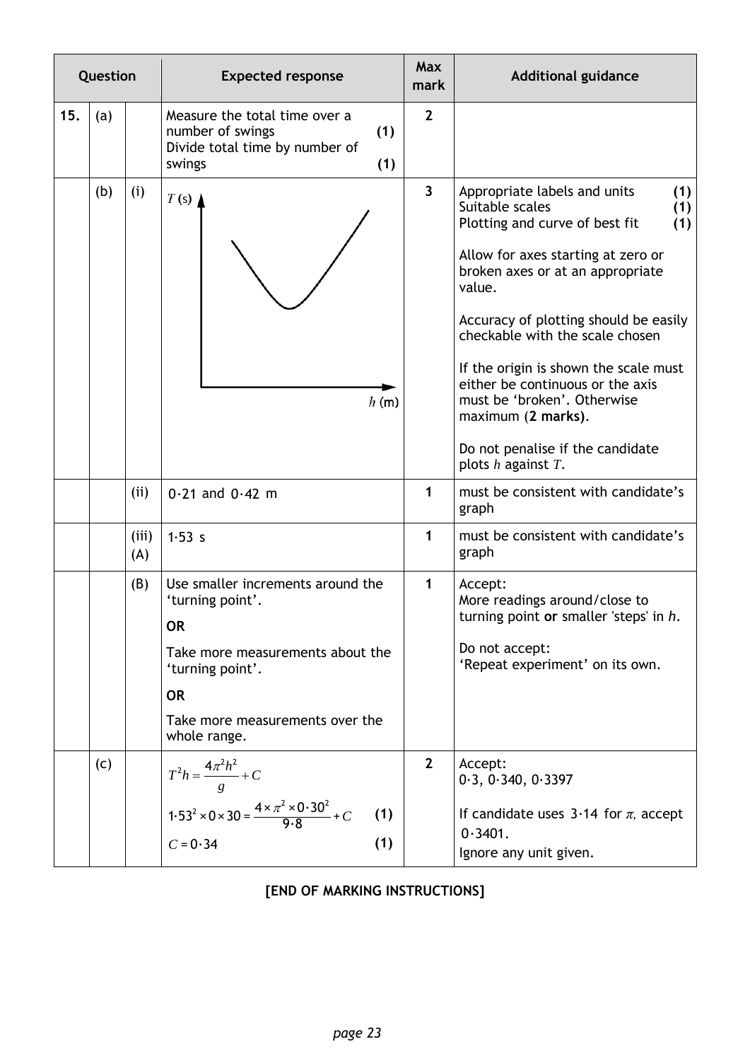| Question | | | Expected response | Max mark | Additional guidance |
|---|---|---|---|---|---|
| 15. | (a) | | Measure the total time over a number of swings **(1)**<br>Divide total time by number of swings **(1)** | 2 | |
| | (b) | (i) | $T$ (s)<br>$h$ (m) | 3 | Appropriate labels and units **(1)**<br>Suitable scales **(1)**<br>Plotting and curve of best fit **(1)**<br><br>Allow for axes starting at zero or broken axes or at an appropriate value.<br><br>Accuracy of plotting should be easily checkable with the scale chosen<br><br>If the origin is shown the scale must either be continuous or the axis must be 'broken'. Otherwise maximum (**2 marks**).<br><br>Do not penalise if the candidate plots $h$ against $T$. |
| | | (ii) | 0·21 and 0·42 m | 1 | must be consistent with candidate's graph |
| | | (iii) (A) | 1·53 s | 1 | must be consistent with candidate's graph |
| | | (B) | Use smaller increments around the 'turning point'.<br>**OR**<br>Take more measurements about the 'turning point'.<br>**OR**<br>Take more measurements over the whole range. | 1 | Accept:<br>More readings around/close to turning point **or** smaller 'steps' in $h$.<br><br>Do not accept:<br>'Repeat experiment' on its own. |
| | (c) | | $T^2h = \dfrac{4\pi^2h^2}{g} + C$<br>$1{\cdot}53^2 \times 0 \times 30 = \dfrac{4 \times \pi^2 \times 0{\cdot}30^2}{9{\cdot}8} + C$ **(1)**<br>$C = 0{\cdot}34$ **(1)** | 2 | Accept:<br>0·3, 0·340, 0·3397<br><br>If candidate uses 3·14 for $\pi$, accept 0·3401.<br>Ignore any unit given. |

**[END OF MARKING INSTRUCTIONS]**